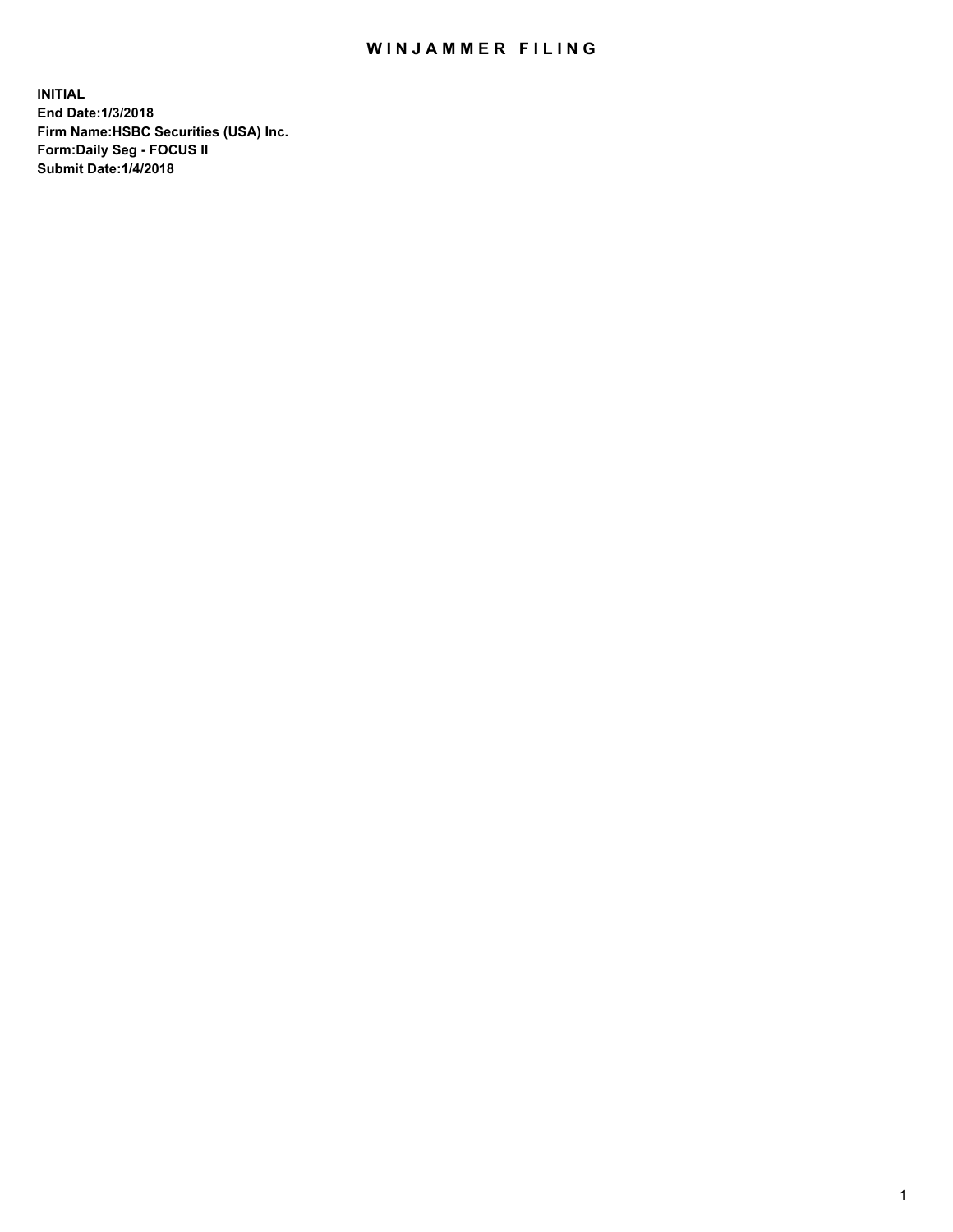# WINJAMMER FILING

**INITIAL**
**End Date:1/3/2018**
**Firm Name:HSBC Securities (USA) Inc.**
**Form:Daily Seg - FOCUS II**
**Submit Date:1/4/2018**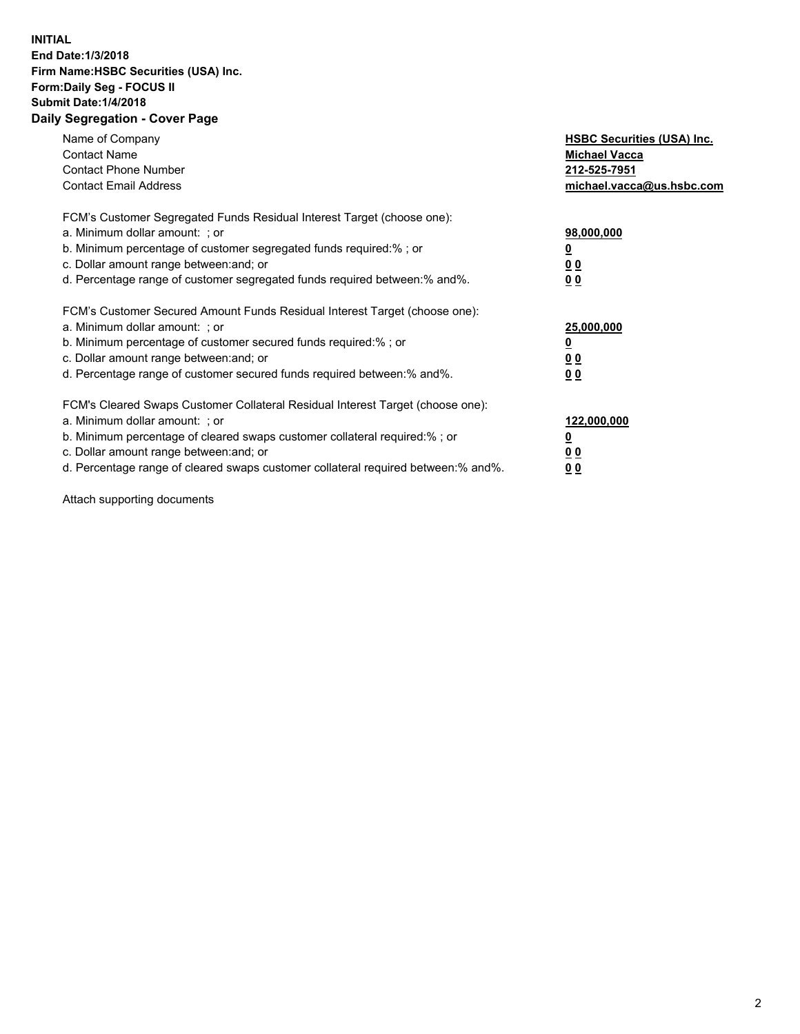**INITIAL**
**End Date:1/3/2018**
**Firm Name:HSBC Securities (USA) Inc.**
**Form:Daily Seg - FOCUS II**
**Submit Date:1/4/2018**

## Daily Segregation - Cover Page

| | |
|---|---|
| Name of Company | **HSBC Securities (USA) Inc.** |
| Contact Name | **Michael Vacca** |
| Contact Phone Number | **212-525-7951** |
| Contact Email Address | **michael.vacca@us.hsbc.com** |

| | |
|---|---|
| FCM's Customer Segregated Funds Residual Interest Target (choose one): | |
| a. Minimum dollar amount: ; or | **98,000,000** |
| b. Minimum percentage of customer segregated funds required:% ; or | **0** |
| c. Dollar amount range between:and; or | **0 0** |
| d. Percentage range of customer segregated funds required between:% and%. | **0 0** |

| | |
|---|---|
| FCM's Customer Secured Amount Funds Residual Interest Target (choose one): | |
| a. Minimum dollar amount: ; or | **25,000,000** |
| b. Minimum percentage of customer secured funds required:% ; or | **0** |
| c. Dollar amount range between:and; or | **0 0** |
| d. Percentage range of customer secured funds required between:% and%. | **0 0** |

| | |
|---|---|
| FCM's Cleared Swaps Customer Collateral Residual Interest Target (choose one): | |
| a. Minimum dollar amount: ; or | **122,000,000** |
| b. Minimum percentage of cleared swaps customer collateral required:% ; or | **0** |
| c. Dollar amount range between:and; or | **0 0** |
| d. Percentage range of cleared swaps customer collateral required between:% and%. | **0 0** |

Attach supporting documents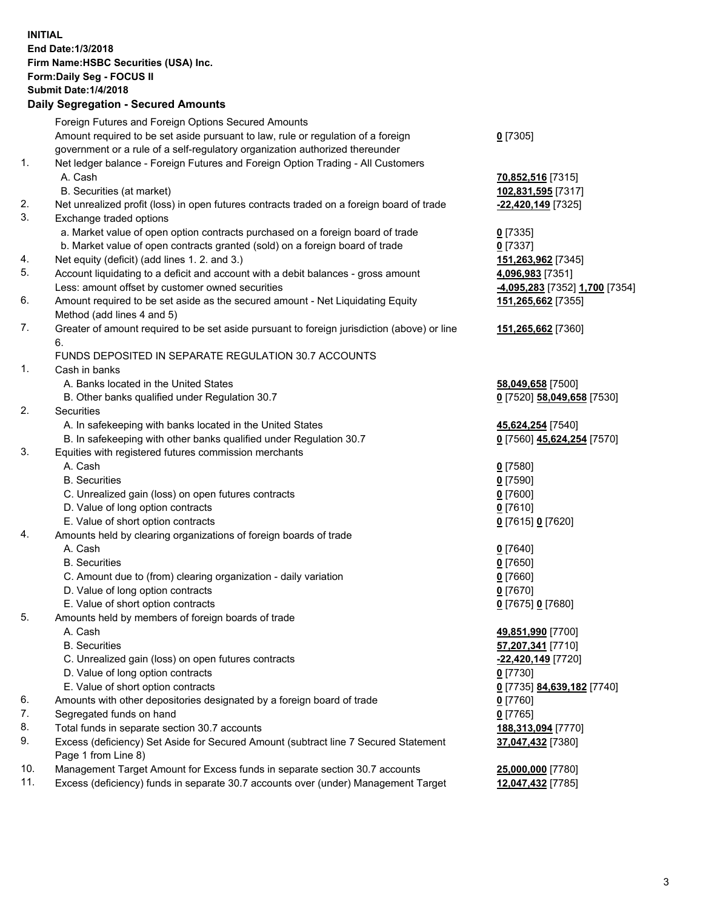**INITIAL**
**End Date:1/3/2018**
**Firm Name:HSBC Securities (USA) Inc.**
**Form:Daily Seg - FOCUS II**
**Submit Date:1/4/2018**

## Daily Segregation - Secured Amounts

| | | |
|---|---|---|
| | Foreign Futures and Foreign Options Secured Amounts | |
| | Amount required to be set aside pursuant to law, rule or regulation of a foreign government or a rule of a self-regulatory organization authorized thereunder | **0** [7305] |
| 1. | Net ledger balance - Foreign Futures and Foreign Option Trading - All Customers | |
| | A. Cash | **70,852,516** [7315] |
| | B. Securities (at market) | **102,831,595** [7317] |
| 2. | Net unrealized profit (loss) in open futures contracts traded on a foreign board of trade | **-22,420,149** [7325] |
| 3. | Exchange traded options | |
| | a. Market value of open option contracts purchased on a foreign board of trade | **0** [7335] |
| | b. Market value of open contracts granted (sold) on a foreign board of trade | **0** [7337] |
| 4. | Net equity (deficit) (add lines 1. 2. and 3.) | **151,263,962** [7345] |
| 5. | Account liquidating to a deficit and account with a debit balances - gross amount | **4,096,983** [7351] |
| | Less: amount offset by customer owned securities | **-4,095,283** [7352] **1,700** [7354] |
| 6. | Amount required to be set aside as the secured amount - Net Liquidating Equity Method (add lines 4 and 5) | **151,265,662** [7355] |
| 7. | Greater of amount required to be set aside pursuant to foreign jurisdiction (above) or line 6. | **151,265,662** [7360] |
| | FUNDS DEPOSITED IN SEPARATE REGULATION 30.7 ACCOUNTS | |
| 1. | Cash in banks | |
| | A. Banks located in the United States | **58,049,658** [7500] |
| | B. Other banks qualified under Regulation 30.7 | **0** [7520] **58,049,658** [7530] |
| 2. | Securities | |
| | A. In safekeeping with banks located in the United States | **45,624,254** [7540] |
| | B. In safekeeping with other banks qualified under Regulation 30.7 | **0** [7560] **45,624,254** [7570] |
| 3. | Equities with registered futures commission merchants | |
| | A. Cash | **0** [7580] |
| | B. Securities | **0** [7590] |
| | C. Unrealized gain (loss) on open futures contracts | **0** [7600] |
| | D. Value of long option contracts | **0** [7610] |
| | E. Value of short option contracts | **0** [7615] **0** [7620] |
| 4. | Amounts held by clearing organizations of foreign boards of trade | |
| | A. Cash | **0** [7640] |
| | B. Securities | **0** [7650] |
| | C. Amount due to (from) clearing organization - daily variation | **0** [7660] |
| | D. Value of long option contracts | **0** [7670] |
| | E. Value of short option contracts | **0** [7675] **0** [7680] |
| 5. | Amounts held by members of foreign boards of trade | |
| | A. Cash | **49,851,990** [7700] |
| | B. Securities | **57,207,341** [7710] |
| | C. Unrealized gain (loss) on open futures contracts | **-22,420,149** [7720] |
| | D. Value of long option contracts | **0** [7730] |
| | E. Value of short option contracts | **0** [7735] **84,639,182** [7740] |
| 6. | Amounts with other depositories designated by a foreign board of trade | **0** [7760] |
| 7. | Segregated funds on hand | **0** [7765] |
| 8. | Total funds in separate section 30.7 accounts | **188,313,094** [7770] |
| 9. | Excess (deficiency) Set Aside for Secured Amount (subtract line 7 Secured Statement Page 1 from Line 8) | **37,047,432** [7380] |
| 10. | Management Target Amount for Excess funds in separate section 30.7 accounts | **25,000,000** [7780] |
| 11. | Excess (deficiency) funds in separate 30.7 accounts over (under) Management Target | **12,047,432** [7785] |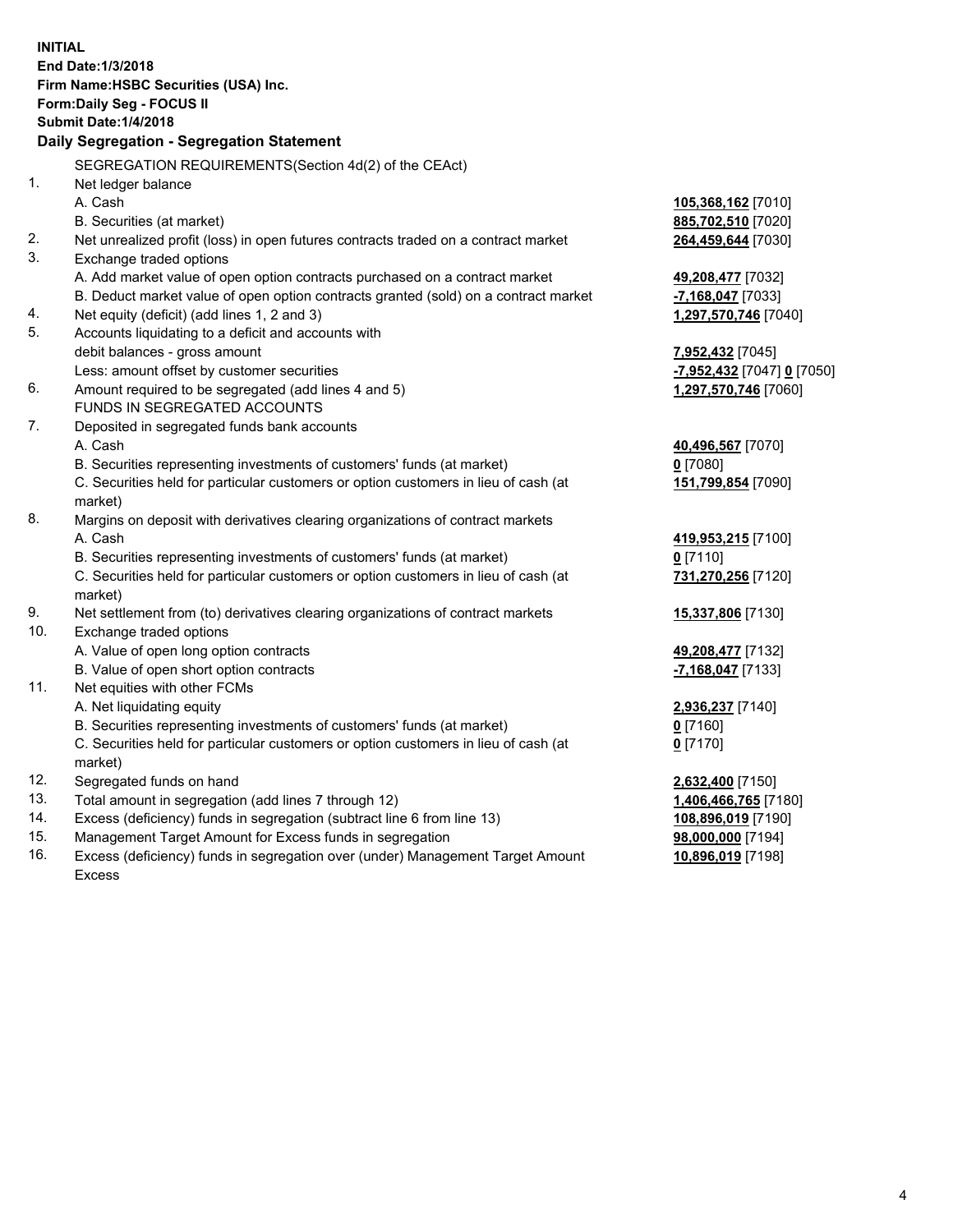**INITIAL**
**End Date:1/3/2018**
**Firm Name:HSBC Securities (USA) Inc.**
**Form:Daily Seg - FOCUS II**
**Submit Date:1/4/2018**

## Daily Segregation - Segregation Statement

| | | |
|---|---|---|
| | SEGREGATION REQUIREMENTS(Section 4d(2) of the CEAct) | |
| 1. | Net ledger balance | |
| | A. Cash | **105,368,162** [7010] |
| | B. Securities (at market) | **885,702,510** [7020] |
| 2. | Net unrealized profit (loss) in open futures contracts traded on a contract market | **264,459,644** [7030] |
| 3. | Exchange traded options | |
| | A. Add market value of open option contracts purchased on a contract market | **49,208,477** [7032] |
| | B. Deduct market value of open option contracts granted (sold) on a contract market | **-7,168,047** [7033] |
| 4. | Net equity (deficit) (add lines 1, 2 and 3) | **1,297,570,746** [7040] |
| 5. | Accounts liquidating to a deficit and accounts with | |
| | debit balances - gross amount | **7,952,432** [7045] |
| | Less: amount offset by customer securities | **-7,952,432** [7047] **0** [7050] |
| 6. | Amount required to be segregated (add lines 4 and 5) | **1,297,570,746** [7060] |
| | FUNDS IN SEGREGATED ACCOUNTS | |
| 7. | Deposited in segregated funds bank accounts | |
| | A. Cash | **40,496,567** [7070] |
| | B. Securities representing investments of customers' funds (at market) | **0** [7080] |
| | C. Securities held for particular customers or option customers in lieu of cash (at market) | **151,799,854** [7090] |
| 8. | Margins on deposit with derivatives clearing organizations of contract markets | |
| | A. Cash | **419,953,215** [7100] |
| | B. Securities representing investments of customers' funds (at market) | **0** [7110] |
| | C. Securities held for particular customers or option customers in lieu of cash (at market) | **731,270,256** [7120] |
| 9. | Net settlement from (to) derivatives clearing organizations of contract markets | **15,337,806** [7130] |
| 10. | Exchange traded options | |
| | A. Value of open long option contracts | **49,208,477** [7132] |
| | B. Value of open short option contracts | **-7,168,047** [7133] |
| 11. | Net equities with other FCMs | |
| | A. Net liquidating equity | **2,936,237** [7140] |
| | B. Securities representing investments of customers' funds (at market) | **0** [7160] |
| | C. Securities held for particular customers or option customers in lieu of cash (at market) | **0** [7170] |
| 12. | Segregated funds on hand | **2,632,400** [7150] |
| 13. | Total amount in segregation (add lines 7 through 12) | **1,406,466,765** [7180] |
| 14. | Excess (deficiency) funds in segregation (subtract line 6 from line 13) | **108,896,019** [7190] |
| 15. | Management Target Amount for Excess funds in segregation | **98,000,000** [7194] |
| 16. | Excess (deficiency) funds in segregation over (under) Management Target Amount Excess | **10,896,019** [7198] |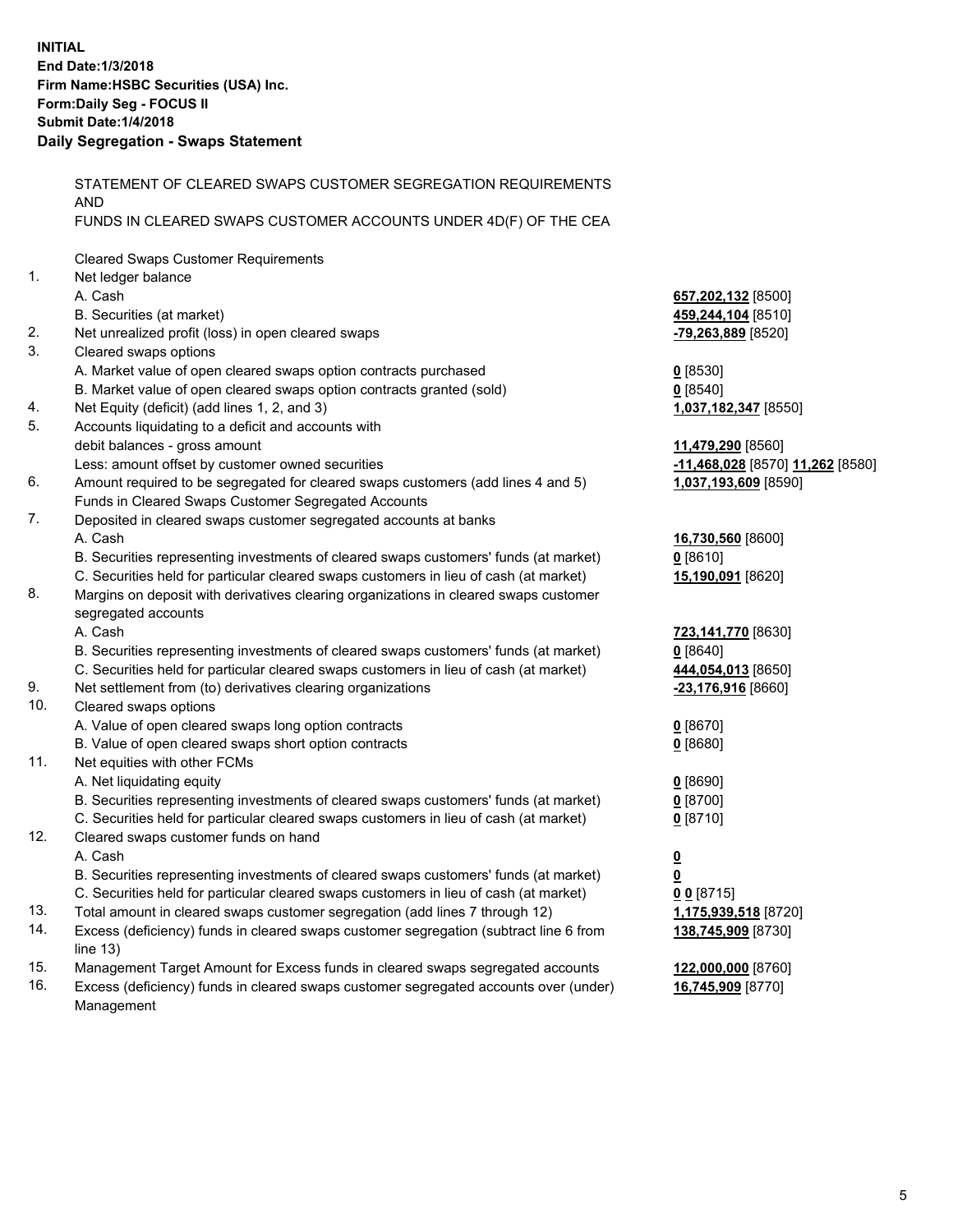**INITIAL**
**End Date:1/3/2018**
**Firm Name:HSBC Securities (USA) Inc.**
**Form:Daily Seg - FOCUS II**
**Submit Date:1/4/2018**
**Daily Segregation - Swaps Statement**

STATEMENT OF CLEARED SWAPS CUSTOMER SEGREGATION REQUIREMENTS AND FUNDS IN CLEARED SWAPS CUSTOMER ACCOUNTS UNDER 4D(F) OF THE CEA

| | | |
|---|---|---|
| | Cleared Swaps Customer Requirements | |
| 1. | Net ledger balance | |
| | A. Cash | **657,202,132** [8500] |
| | B. Securities (at market) | **459,244,104** [8510] |
| 2. | Net unrealized profit (loss) in open cleared swaps | **-79,263,889** [8520] |
| 3. | Cleared swaps options | |
| | A. Market value of open cleared swaps option contracts purchased | **0** [8530] |
| | B. Market value of open cleared swaps option contracts granted (sold) | **0** [8540] |
| 4. | Net Equity (deficit) (add lines 1, 2, and 3) | **1,037,182,347** [8550] |
| 5. | Accounts liquidating to a deficit and accounts with debit balances - gross amount | **11,479,290** [8560] |
| | Less: amount offset by customer owned securities | **-11,468,028** [8570] **11,262** [8580] |
| 6. | Amount required to be segregated for cleared swaps customers (add lines 4 and 5) | **1,037,193,609** [8590] |
| | Funds in Cleared Swaps Customer Segregated Accounts | |
| 7. | Deposited in cleared swaps customer segregated accounts at banks | |
| | A. Cash | **16,730,560** [8600] |
| | B. Securities representing investments of cleared swaps customers' funds (at market) | **0** [8610] |
| | C. Securities held for particular cleared swaps customers in lieu of cash (at market) | **15,190,091** [8620] |
| 8. | Margins on deposit with derivatives clearing organizations in cleared swaps customer segregated accounts | |
| | A. Cash | **723,141,770** [8630] |
| | B. Securities representing investments of cleared swaps customers' funds (at market) | **0** [8640] |
| | C. Securities held for particular cleared swaps customers in lieu of cash (at market) | **444,054,013** [8650] |
| 9. | Net settlement from (to) derivatives clearing organizations | **-23,176,916** [8660] |
| 10. | Cleared swaps options | |
| | A. Value of open cleared swaps long option contracts | **0** [8670] |
| | B. Value of open cleared swaps short option contracts | **0** [8680] |
| 11. | Net equities with other FCMs | |
| | A. Net liquidating equity | **0** [8690] |
| | B. Securities representing investments of cleared swaps customers' funds (at market) | **0** [8700] |
| | C. Securities held for particular cleared swaps customers in lieu of cash (at market) | **0** [8710] |
| 12. | Cleared swaps customer funds on hand | |
| | A. Cash | **0** |
| | B. Securities representing investments of cleared swaps customers' funds (at market) | **0** |
| | C. Securities held for particular cleared swaps customers in lieu of cash (at market) | **0** **0** [8715] |
| 13. | Total amount in cleared swaps customer segregation (add lines 7 through 12) | **1,175,939,518** [8720] |
| 14. | Excess (deficiency) funds in cleared swaps customer segregation (subtract line 6 from line 13) | **138,745,909** [8730] |
| 15. | Management Target Amount for Excess funds in cleared swaps segregated accounts | **122,000,000** [8760] |
| 16. | Excess (deficiency) funds in cleared swaps customer segregated accounts over (under) Management | **16,745,909** [8770] |